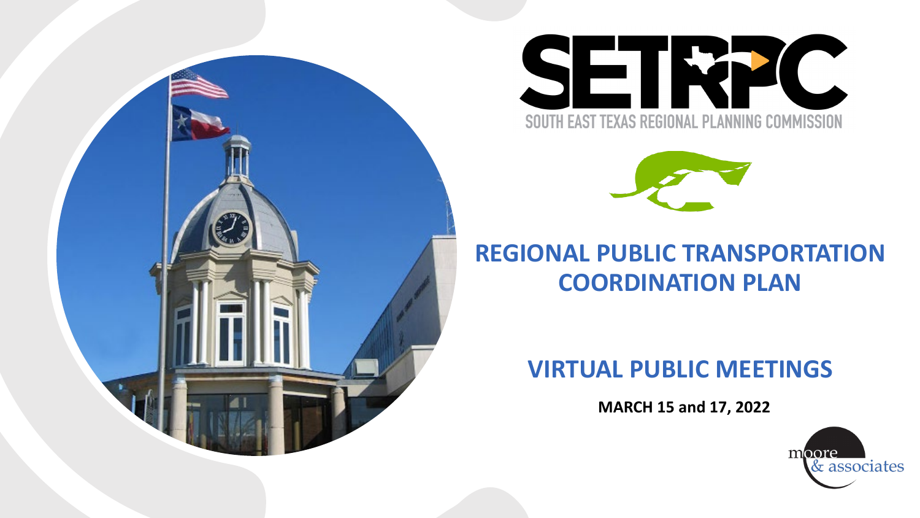SETRPC

SOUTH EAST TEXAS REGIONAL PLANNING COMMISSION

# REGIONAL PUBLIC TRANSPORTATION COORDINATION PLAN

## VIRTUAL PUBLIC MEETINGS

**MARCH 15 and 17, 2022**

moore & associates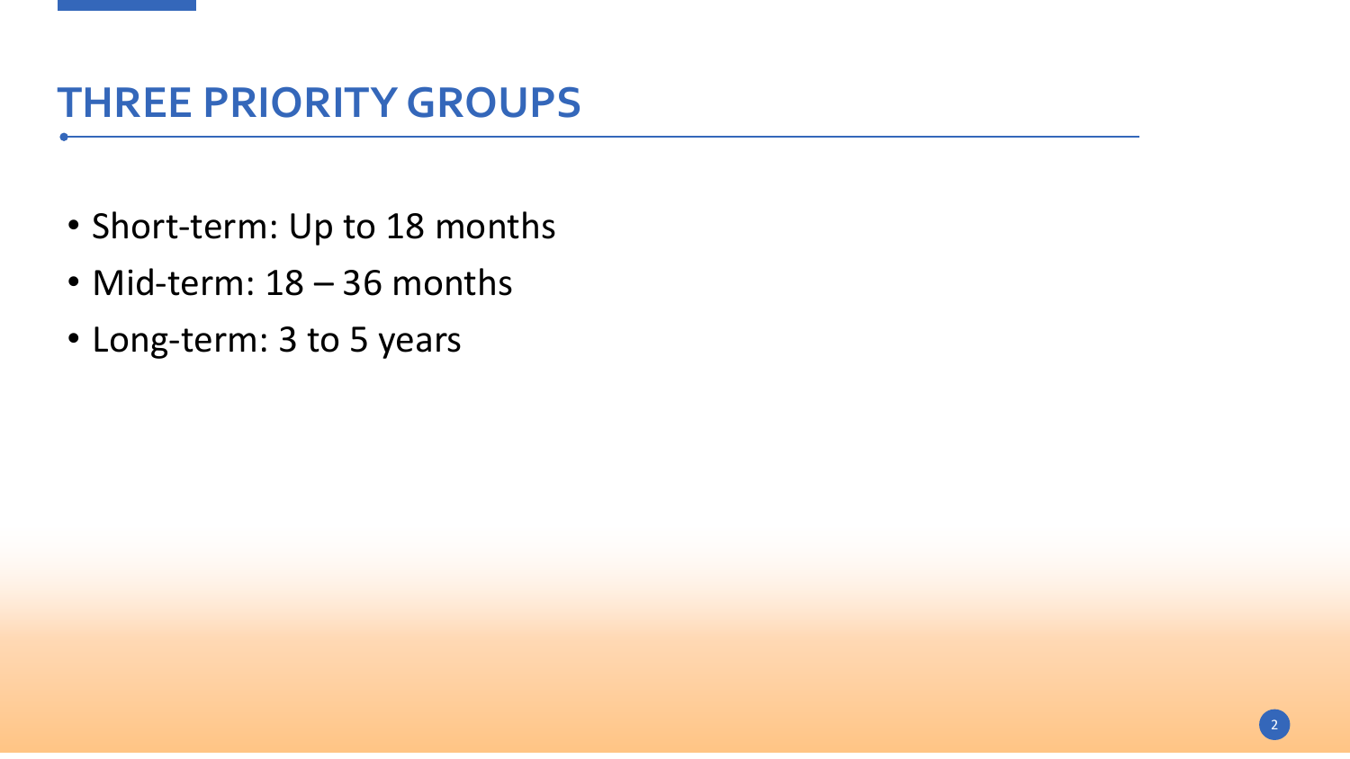# THREE PRIORITY GROUPS

- Short-term: Up to 18 months
- Mid-term: 18 – 36 months
- Long-term: 3 to 5 years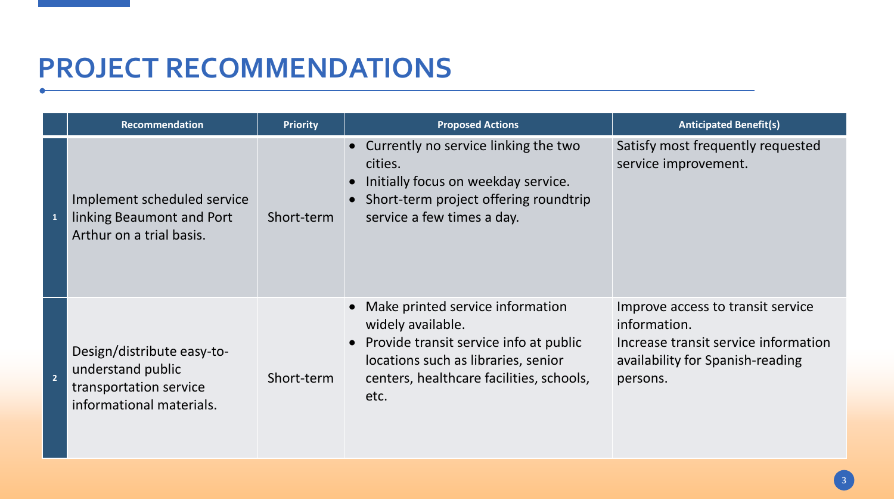# PROJECT RECOMMENDATIONS

| | Recommendation | Priority | Proposed Actions | Anticipated Benefit(s) |
|---|---|---|---|---|
| 1 | Implement scheduled service linking Beaumont and Port Arthur on a trial basis. | Short-term | • Currently no service linking the two cities.<br>• Initially focus on weekday service.<br>• Short-term project offering roundtrip service a few times a day. | Satisfy most frequently requested service improvement. |
| 2 | Design/distribute easy-to-understand public transportation service informational materials. | Short-term | • Make printed service information widely available.<br>• Provide transit service info at public locations such as libraries, senior centers, healthcare facilities, schools, etc. | Improve access to transit service information.<br>Increase transit service information availability for Spanish-reading persons. |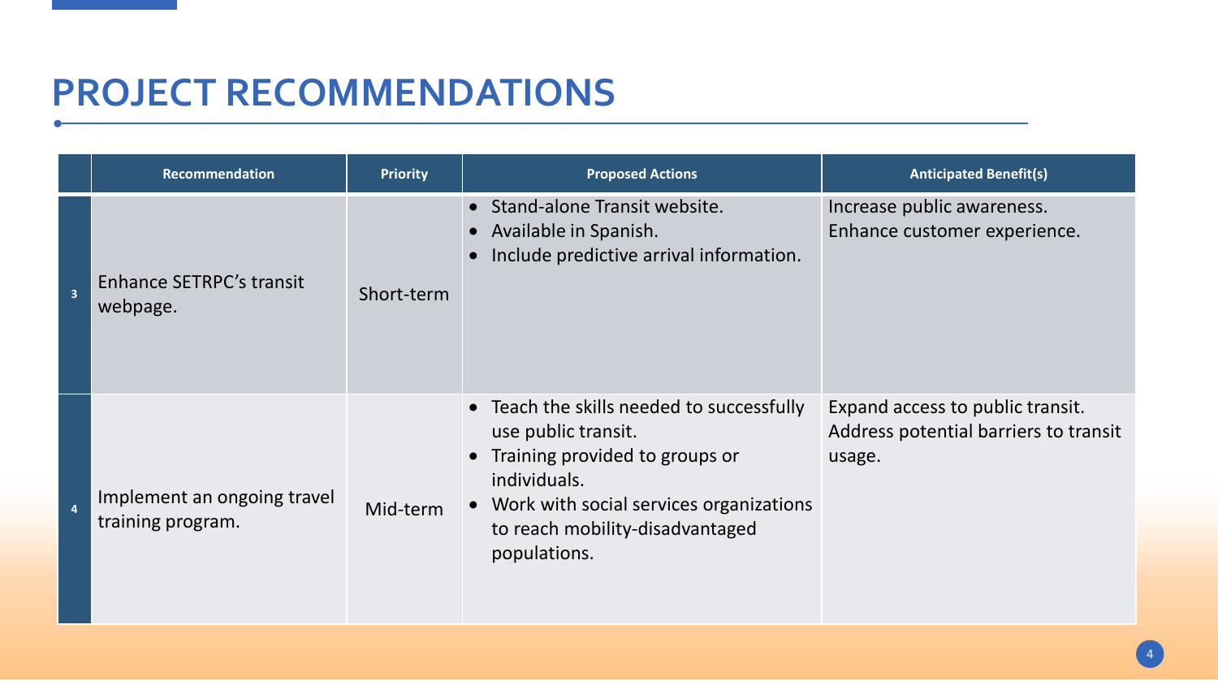# PROJECT RECOMMENDATIONS

| | Recommendation | Priority | Proposed Actions | Anticipated Benefit(s) |
|---|---|---|---|---|
| 3 | Enhance SETRPC's transit webpage. | Short-term | • Stand-alone Transit website.<br>• Available in Spanish.<br>• Include predictive arrival information. | Increase public awareness.<br>Enhance customer experience. |
| 4 | Implement an ongoing travel training program. | Mid-term | • Teach the skills needed to successfully use public transit.<br>• Training provided to groups or individuals.<br>• Work with social services organizations to reach mobility-disadvantaged populations. | Expand access to public transit.<br>Address potential barriers to transit usage. |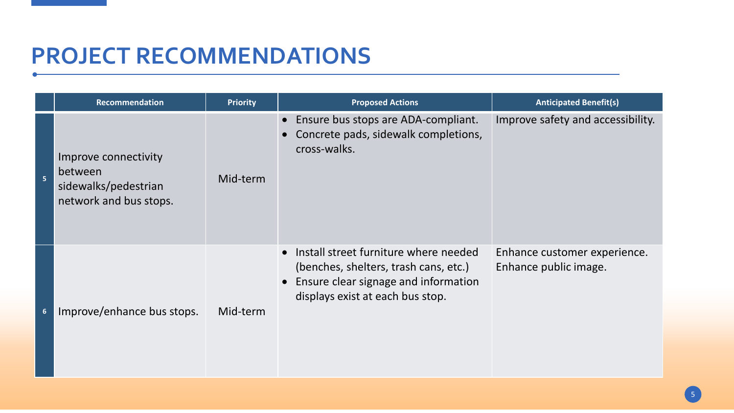# PROJECT RECOMMENDATIONS

| | Recommendation | Priority | Proposed Actions | Anticipated Benefit(s) |
|---|---|---|---|---|
| 5 | Improve connectivity between sidewalks/pedestrian network and bus stops. | Mid-term | • Ensure bus stops are ADA-compliant.<br>• Concrete pads, sidewalk completions, cross-walks. | Improve safety and accessibility. |
| 6 | Improve/enhance bus stops. | Mid-term | • Install street furniture where needed (benches, shelters, trash cans, etc.)<br>• Ensure clear signage and information displays exist at each bus stop. | Enhance customer experience.<br>Enhance public image. |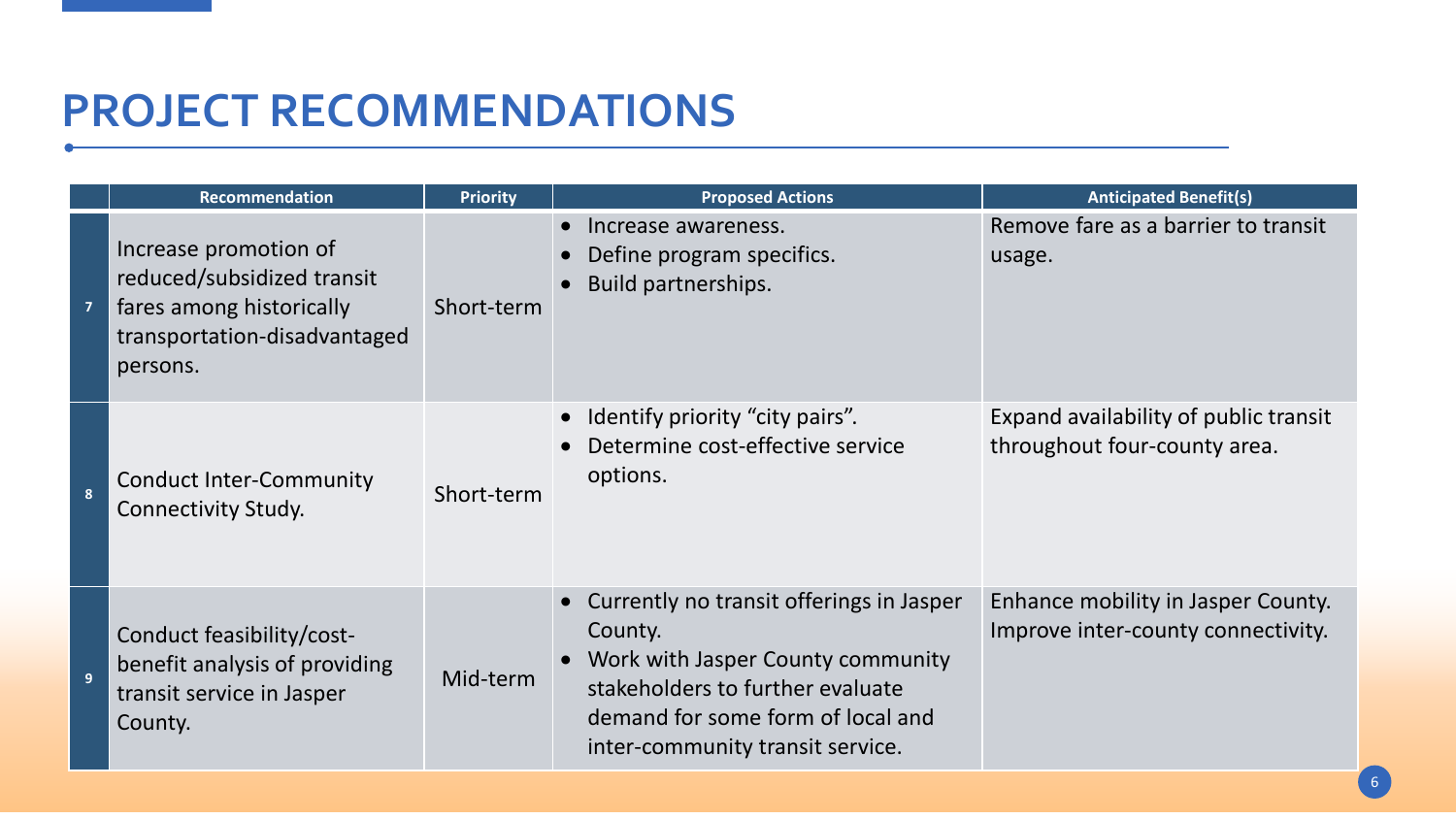# PROJECT RECOMMENDATIONS

| | Recommendation | Priority | Proposed Actions | Anticipated Benefit(s) |
|---|---|---|---|---|
| 7 | Increase promotion of reduced/subsidized transit fares among historically transportation-disadvantaged persons. | Short-term | • Increase awareness.<br>• Define program specifics.<br>• Build partnerships. | Remove fare as a barrier to transit usage. |
| 8 | Conduct Inter-Community Connectivity Study. | Short-term | • Identify priority "city pairs".<br>• Determine cost-effective service options. | Expand availability of public transit throughout four-county area. |
| 9 | Conduct feasibility/cost-benefit analysis of providing transit service in Jasper County. | Mid-term | • Currently no transit offerings in Jasper County.<br>• Work with Jasper County community stakeholders to further evaluate demand for some form of local and inter-community transit service. | Enhance mobility in Jasper County. Improve inter-county connectivity. |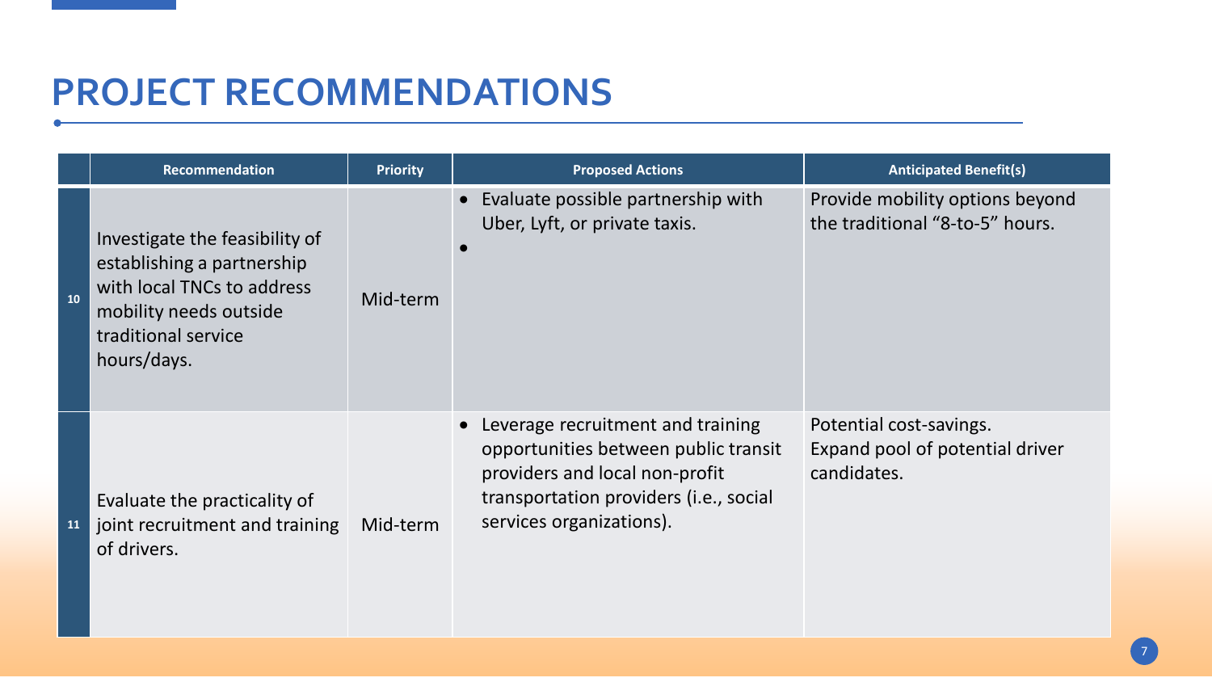# PROJECT RECOMMENDATIONS

| | Recommendation | Priority | Proposed Actions | Anticipated Benefit(s) |
|---|---|---|---|---|
| 10 | Investigate the feasibility of establishing a partnership with local TNCs to address mobility needs outside traditional service hours/days. | Mid-term | • Evaluate possible partnership with Uber, Lyft, or private taxis.<br>• | Provide mobility options beyond the traditional "8-to-5" hours. |
| 11 | Evaluate the practicality of joint recruitment and training of drivers. | Mid-term | • Leverage recruitment and training opportunities between public transit providers and local non-profit transportation providers (i.e., social services organizations). | Potential cost-savings.<br>Expand pool of potential driver candidates. |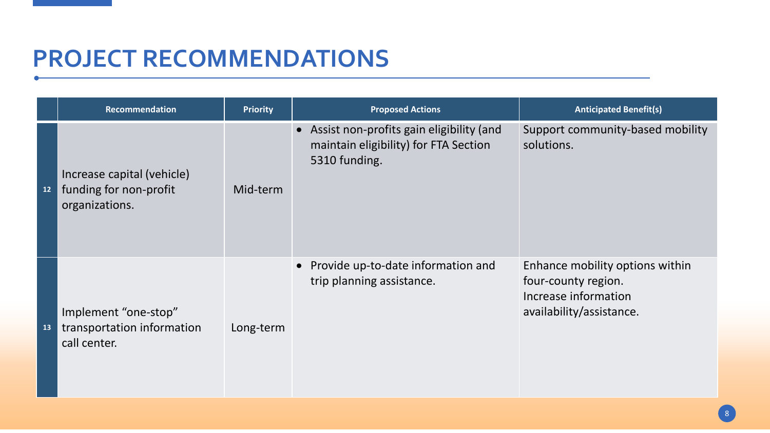# PROJECT RECOMMENDATIONS

| | Recommendation | Priority | Proposed Actions | Anticipated Benefit(s) |
|---|---|---|---|---|
| 12 | Increase capital (vehicle) funding for non-profit organizations. | Mid-term | • Assist non-profits gain eligibility (and maintain eligibility) for FTA Section 5310 funding. | Support community-based mobility solutions. |
| 13 | Implement "one-stop" transportation information call center. | Long-term | • Provide up-to-date information and trip planning assistance. | Enhance mobility options within four-county region.<br>Increase information availability/assistance. |